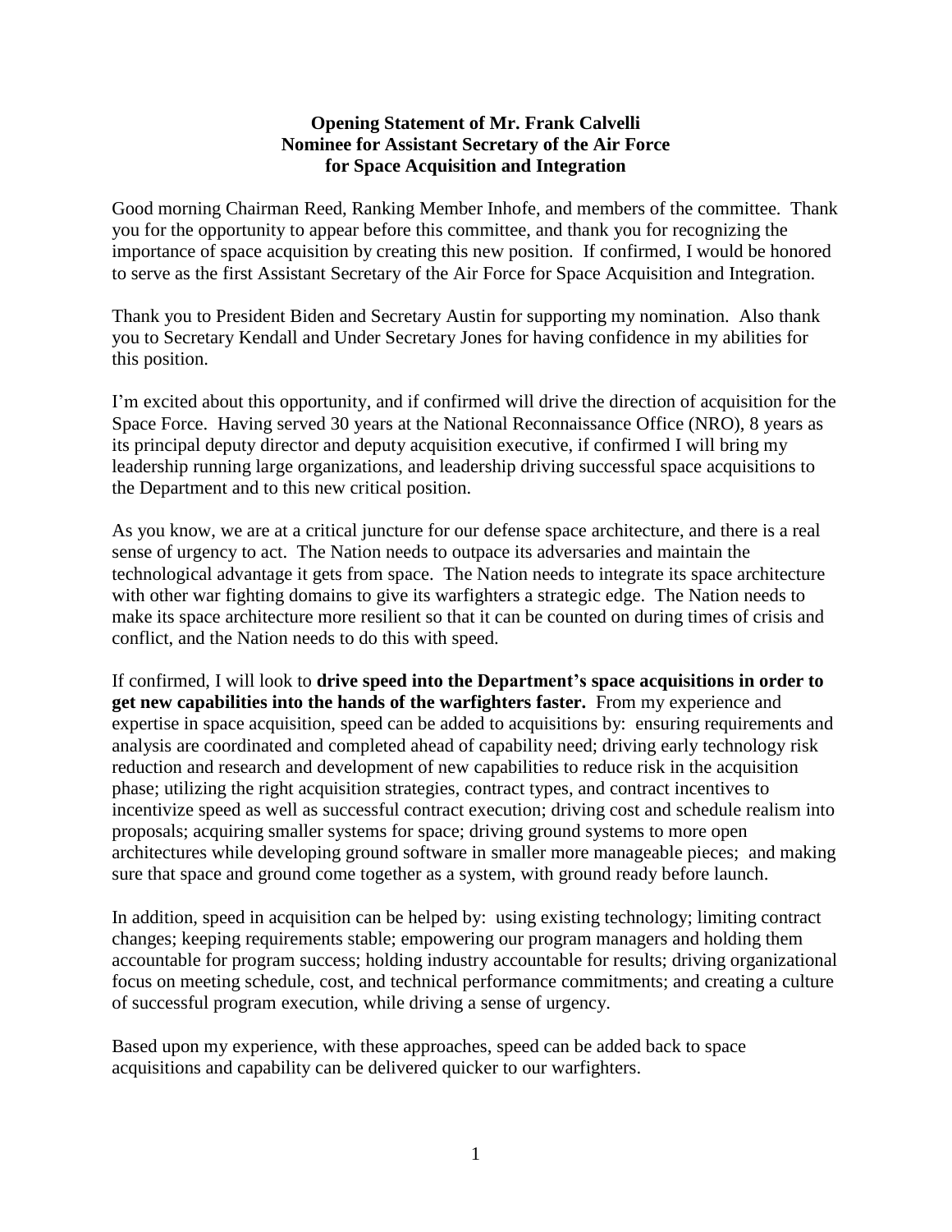**Opening Statement of Mr. Frank Calvelli**
**Nominee for Assistant Secretary of the Air Force**
**for Space Acquisition and Integration**

Good morning Chairman Reed, Ranking Member Inhofe, and members of the committee. Thank you for the opportunity to appear before this committee, and thank you for recognizing the importance of space acquisition by creating this new position. If confirmed, I would be honored to serve as the first Assistant Secretary of the Air Force for Space Acquisition and Integration.

Thank you to President Biden and Secretary Austin for supporting my nomination. Also thank you to Secretary Kendall and Under Secretary Jones for having confidence in my abilities for this position.

I'm excited about this opportunity, and if confirmed will drive the direction of acquisition for the Space Force. Having served 30 years at the National Reconnaissance Office (NRO), 8 years as its principal deputy director and deputy acquisition executive, if confirmed I will bring my leadership running large organizations, and leadership driving successful space acquisitions to the Department and to this new critical position.

As you know, we are at a critical juncture for our defense space architecture, and there is a real sense of urgency to act. The Nation needs to outpace its adversaries and maintain the technological advantage it gets from space. The Nation needs to integrate its space architecture with other war fighting domains to give its warfighters a strategic edge. The Nation needs to make its space architecture more resilient so that it can be counted on during times of crisis and conflict, and the Nation needs to do this with speed.

If confirmed, I will look to **drive speed into the Department's space acquisitions in order to get new capabilities into the hands of the warfighters faster.** From my experience and expertise in space acquisition, speed can be added to acquisitions by: ensuring requirements and analysis are coordinated and completed ahead of capability need; driving early technology risk reduction and research and development of new capabilities to reduce risk in the acquisition phase; utilizing the right acquisition strategies, contract types, and contract incentives to incentivize speed as well as successful contract execution; driving cost and schedule realism into proposals; acquiring smaller systems for space; driving ground systems to more open architectures while developing ground software in smaller more manageable pieces; and making sure that space and ground come together as a system, with ground ready before launch.

In addition, speed in acquisition can be helped by: using existing technology; limiting contract changes; keeping requirements stable; empowering our program managers and holding them accountable for program success; holding industry accountable for results; driving organizational focus on meeting schedule, cost, and technical performance commitments; and creating a culture of successful program execution, while driving a sense of urgency.

Based upon my experience, with these approaches, speed can be added back to space acquisitions and capability can be delivered quicker to our warfighters.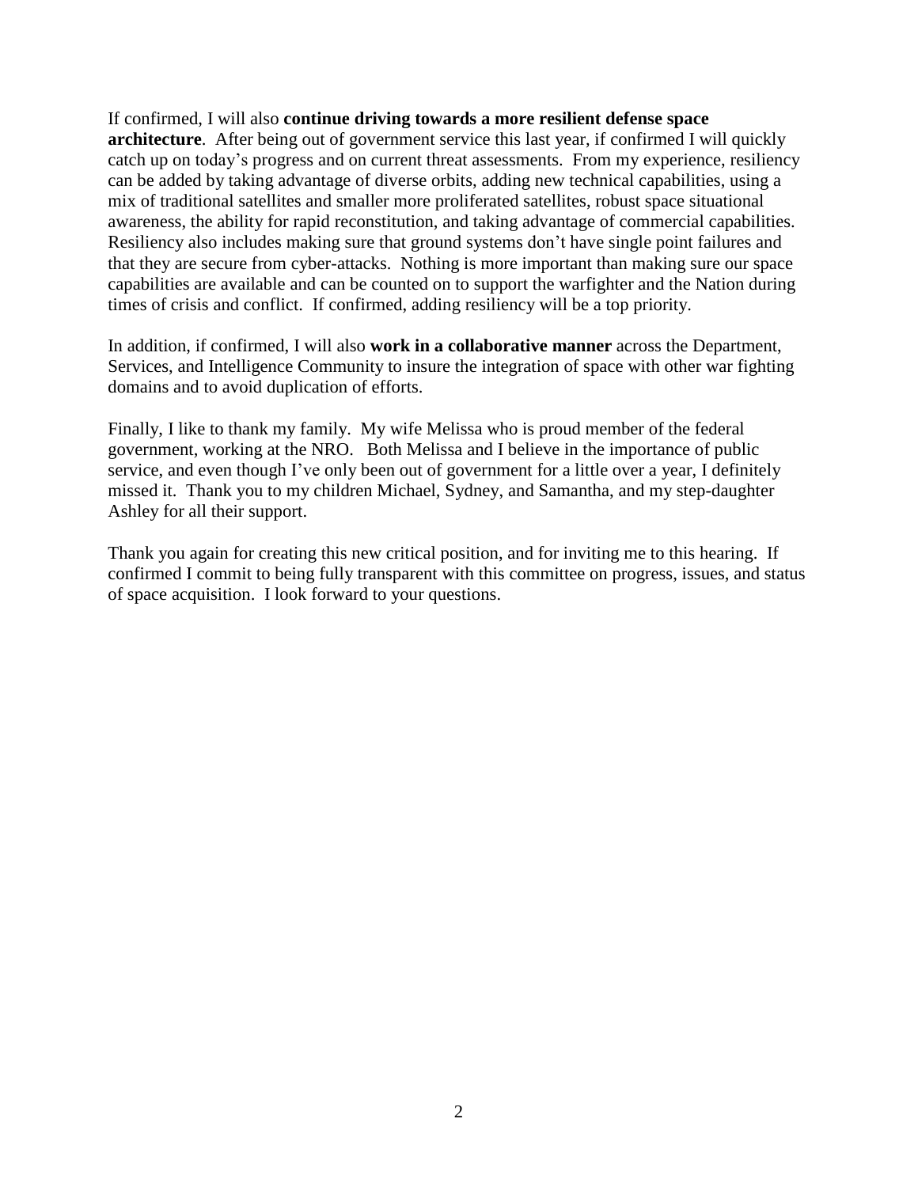If confirmed, I will also **continue driving towards a more resilient defense space architecture**. After being out of government service this last year, if confirmed I will quickly catch up on today's progress and on current threat assessments. From my experience, resiliency can be added by taking advantage of diverse orbits, adding new technical capabilities, using a mix of traditional satellites and smaller more proliferated satellites, robust space situational awareness, the ability for rapid reconstitution, and taking advantage of commercial capabilities. Resiliency also includes making sure that ground systems don't have single point failures and that they are secure from cyber-attacks. Nothing is more important than making sure our space capabilities are available and can be counted on to support the warfighter and the Nation during times of crisis and conflict. If confirmed, adding resiliency will be a top priority.

In addition, if confirmed, I will also **work in a collaborative manner** across the Department, Services, and Intelligence Community to insure the integration of space with other war fighting domains and to avoid duplication of efforts.

Finally, I like to thank my family. My wife Melissa who is proud member of the federal government, working at the NRO. Both Melissa and I believe in the importance of public service, and even though I've only been out of government for a little over a year, I definitely missed it. Thank you to my children Michael, Sydney, and Samantha, and my step-daughter Ashley for all their support.

Thank you again for creating this new critical position, and for inviting me to this hearing. If confirmed I commit to being fully transparent with this committee on progress, issues, and status of space acquisition. I look forward to your questions.